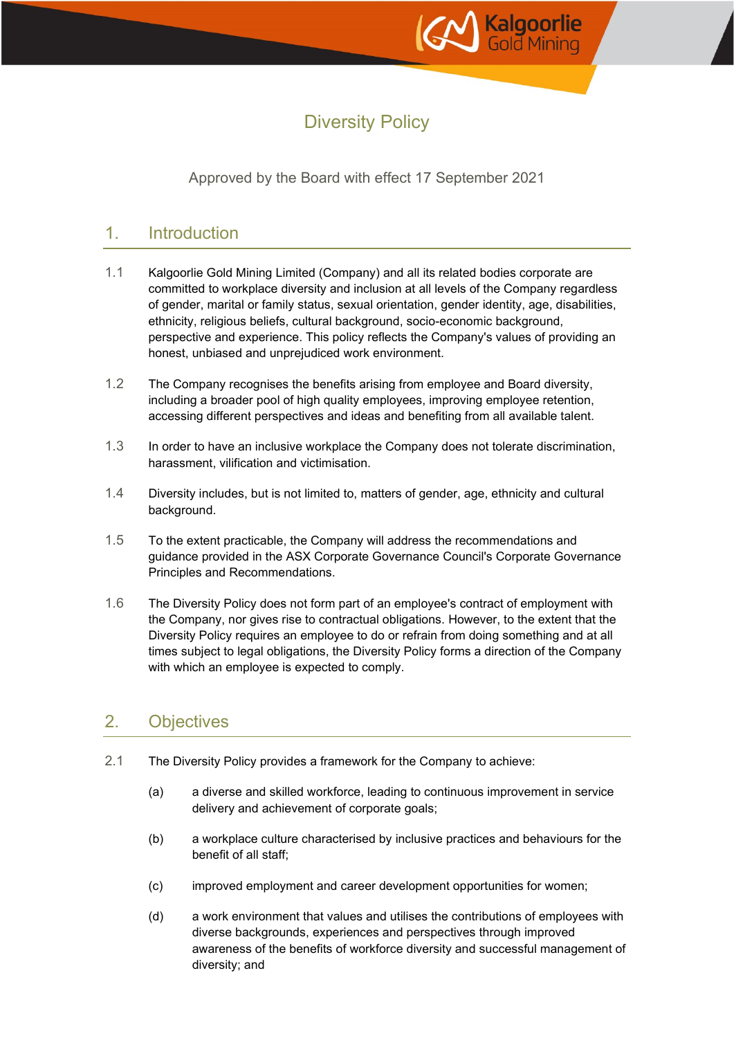# Diversity Policy

Approved by the Board with effect 17 September 2021

## 1. Introduction

1.1 Kalgoorlie Gold Mining Limited (Company) and all its related bodies corporate are committed to workplace diversity and inclusion at all levels of the Company regardless of gender, marital or family status, sexual orientation, gender identity, age, disabilities, ethnicity, religious beliefs, cultural background, socio-economic background, perspective and experience. This policy reflects the Company's values of providing an honest, unbiased and unprejudiced work environment.

1.2 The Company recognises the benefits arising from employee and Board diversity, including a broader pool of high quality employees, improving employee retention, accessing different perspectives and ideas and benefiting from all available talent.

1.3 In order to have an inclusive workplace the Company does not tolerate discrimination, harassment, vilification and victimisation.

1.4 Diversity includes, but is not limited to, matters of gender, age, ethnicity and cultural background.

1.5 To the extent practicable, the Company will address the recommendations and guidance provided in the ASX Corporate Governance Council's Corporate Governance Principles and Recommendations.

1.6 The Diversity Policy does not form part of an employee's contract of employment with the Company, nor gives rise to contractual obligations. However, to the extent that the Diversity Policy requires an employee to do or refrain from doing something and at all times subject to legal obligations, the Diversity Policy forms a direction of the Company with which an employee is expected to comply.

## 2. Objectives

2.1 The Diversity Policy provides a framework for the Company to achieve:

(a) a diverse and skilled workforce, leading to continuous improvement in service delivery and achievement of corporate goals;

(b) a workplace culture characterised by inclusive practices and behaviours for the benefit of all staff;

(c) improved employment and career development opportunities for women;

(d) a work environment that values and utilises the contributions of employees with diverse backgrounds, experiences and perspectives through improved awareness of the benefits of workforce diversity and successful management of diversity; and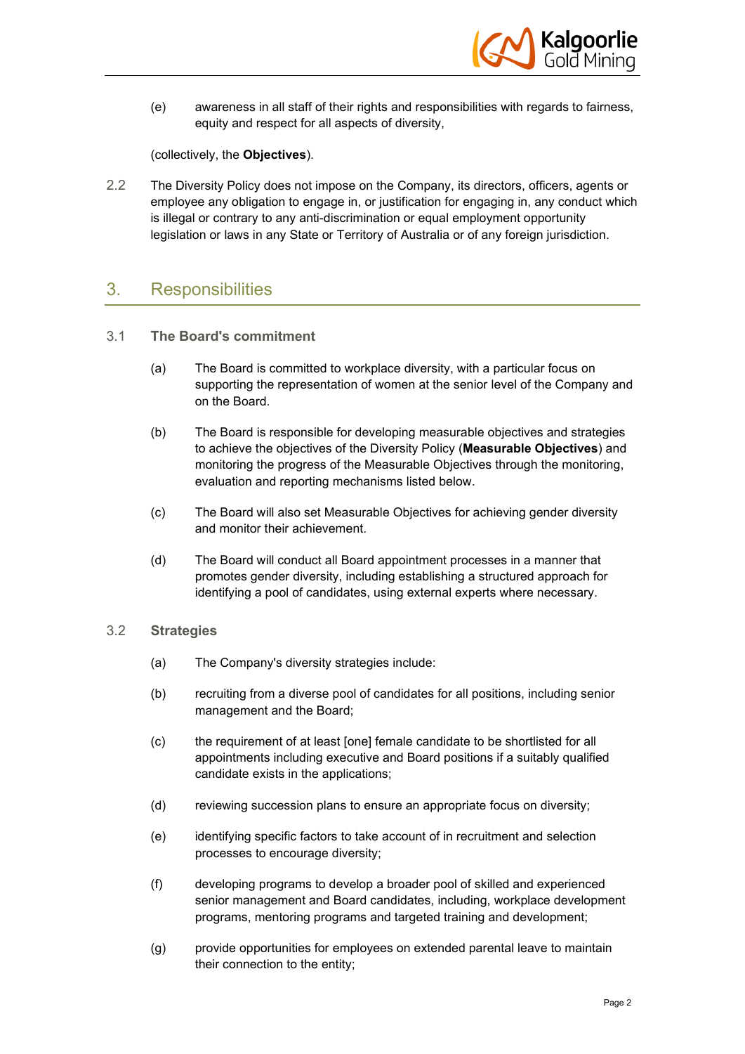(e) awareness in all staff of their rights and responsibilities with regards to fairness, equity and respect for all aspects of diversity,

(collectively, the **Objectives**).

2.2 The Diversity Policy does not impose on the Company, its directors, officers, agents or employee any obligation to engage in, or justification for engaging in, any conduct which is illegal or contrary to any anti-discrimination or equal employment opportunity legislation or laws in any State or Territory of Australia or of any foreign jurisdiction.

## 3. Responsibilities

### 3.1 The Board's commitment

(a) The Board is committed to workplace diversity, with a particular focus on supporting the representation of women at the senior level of the Company and on the Board.

(b) The Board is responsible for developing measurable objectives and strategies to achieve the objectives of the Diversity Policy (**Measurable Objectives**) and monitoring the progress of the Measurable Objectives through the monitoring, evaluation and reporting mechanisms listed below.

(c) The Board will also set Measurable Objectives for achieving gender diversity and monitor their achievement.

(d) The Board will conduct all Board appointment processes in a manner that promotes gender diversity, including establishing a structured approach for identifying a pool of candidates, using external experts where necessary.

### 3.2 Strategies

(a) The Company's diversity strategies include:

(b) recruiting from a diverse pool of candidates for all positions, including senior management and the Board;

(c) the requirement of at least [one] female candidate to be shortlisted for all appointments including executive and Board positions if a suitably qualified candidate exists in the applications;

(d) reviewing succession plans to ensure an appropriate focus on diversity;

(e) identifying specific factors to take account of in recruitment and selection processes to encourage diversity;

(f) developing programs to develop a broader pool of skilled and experienced senior management and Board candidates, including, workplace development programs, mentoring programs and targeted training and development;

(g) provide opportunities for employees on extended parental leave to maintain their connection to the entity;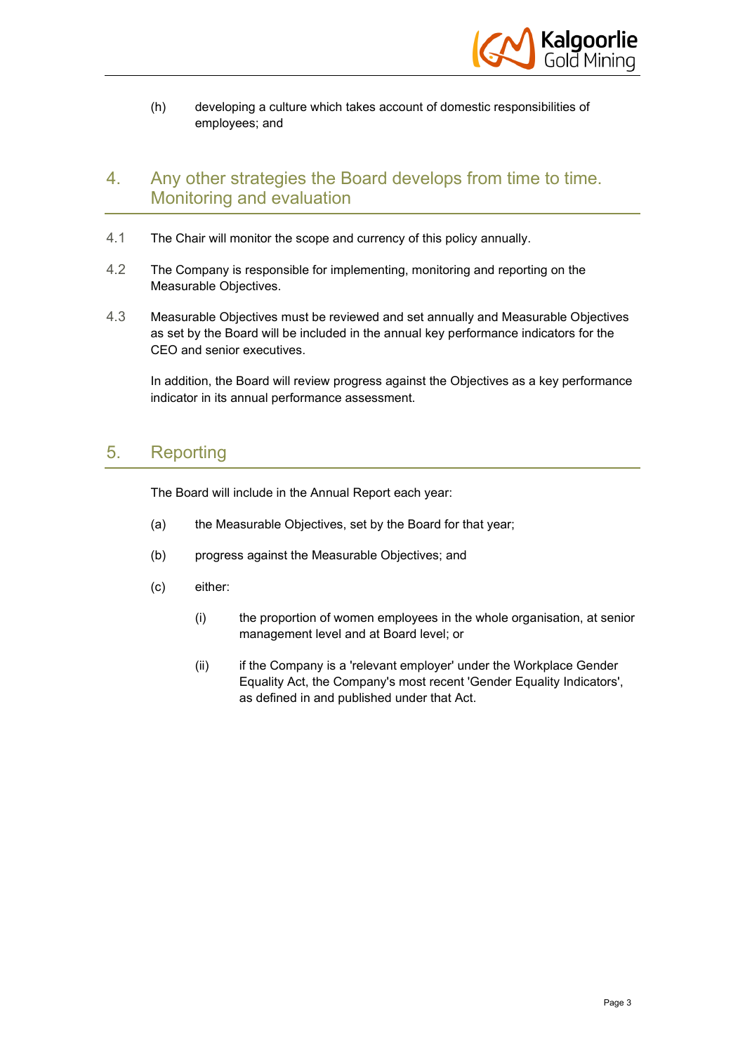(h) developing a culture which takes account of domestic responsibilities of employees; and

## 4. Any other strategies the Board develops from time to time. Monitoring and evaluation

4.1 The Chair will monitor the scope and currency of this policy annually.

4.2 The Company is responsible for implementing, monitoring and reporting on the Measurable Objectives.

4.3 Measurable Objectives must be reviewed and set annually and Measurable Objectives as set by the Board will be included in the annual key performance indicators for the CEO and senior executives.

In addition, the Board will review progress against the Objectives as a key performance indicator in its annual performance assessment.

## 5. Reporting

The Board will include in the Annual Report each year:

(a) the Measurable Objectives, set by the Board for that year;

(b) progress against the Measurable Objectives; and

(c) either:

(i) the proportion of women employees in the whole organisation, at senior management level and at Board level; or

(ii) if the Company is a 'relevant employer' under the Workplace Gender Equality Act, the Company's most recent 'Gender Equality Indicators', as defined in and published under that Act.